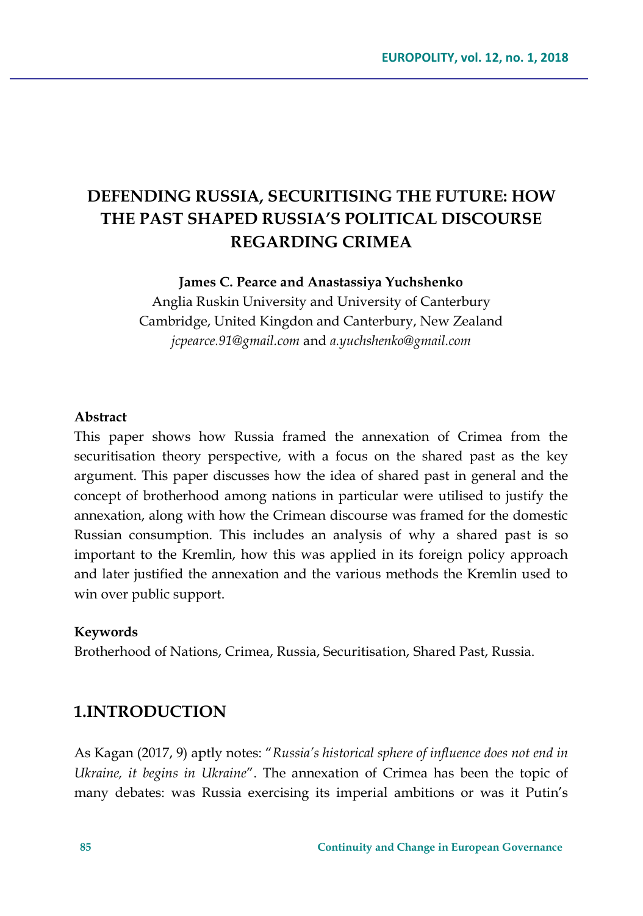# DEFENDING RUSSIA, SECURITISING THE FUTURE: HOW THE PAST SHAPED RUSSIA'S POLITICAL DISCOURSE REGARDING CRIMEA

**James C. Pearce and Anastassiya Yuchshenko**

Anglia Ruskin University and University of Canterbury
Cambridge, United Kingdon and Canterbury, New Zealand
*jcpearce.91@gmail.com* and *a.yuchshenko@gmail.com*

**Abstract**

This paper shows how Russia framed the annexation of Crimea from the securitisation theory perspective, with a focus on the shared past as the key argument. This paper discusses how the idea of shared past in general and the concept of brotherhood among nations in particular were utilised to justify the annexation, along with how the Crimean discourse was framed for the domestic Russian consumption. This includes an analysis of why a shared past is so important to the Kremlin, how this was applied in its foreign policy approach and later justified the annexation and the various methods the Kremlin used to win over public support.

**Keywords**

Brotherhood of Nations, Crimea, Russia, Securitisation, Shared Past, Russia.

## 1.INTRODUCTION

As Kagan (2017, 9) aptly notes: "*Russia's historical sphere of influence does not end in Ukraine, it begins in Ukraine*". The annexation of Crimea has been the topic of many debates: was Russia exercising its imperial ambitions or was it Putin's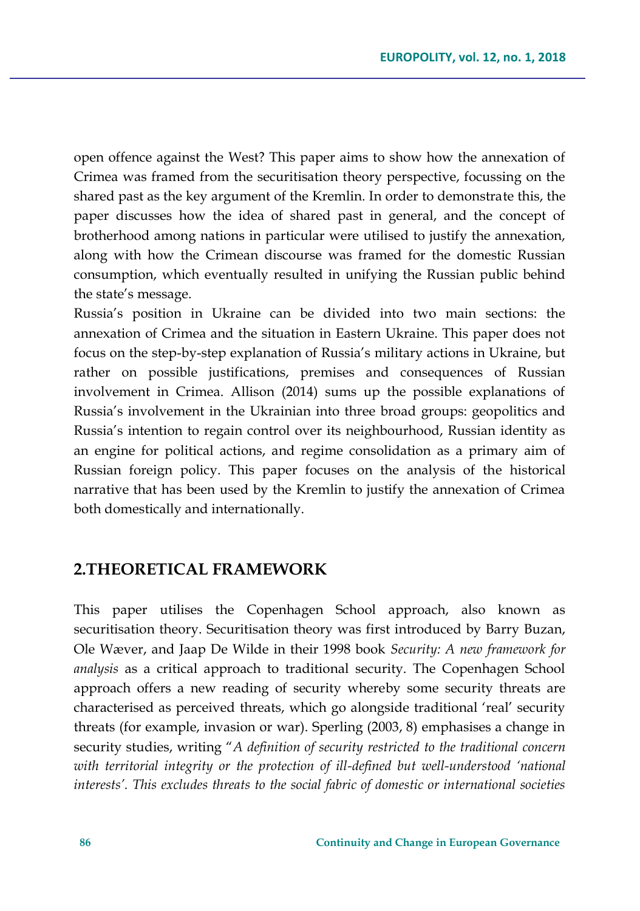open offence against the West? This paper aims to show how the annexation of Crimea was framed from the securitisation theory perspective, focussing on the shared past as the key argument of the Kremlin. In order to demonstrate this, the paper discusses how the idea of shared past in general, and the concept of brotherhood among nations in particular were utilised to justify the annexation, along with how the Crimean discourse was framed for the domestic Russian consumption, which eventually resulted in unifying the Russian public behind the state's message.

Russia's position in Ukraine can be divided into two main sections: the annexation of Crimea and the situation in Eastern Ukraine. This paper does not focus on the step-by-step explanation of Russia's military actions in Ukraine, but rather on possible justifications, premises and consequences of Russian involvement in Crimea. Allison (2014) sums up the possible explanations of Russia's involvement in the Ukrainian into three broad groups: geopolitics and Russia's intention to regain control over its neighbourhood, Russian identity as an engine for political actions, and regime consolidation as a primary aim of Russian foreign policy. This paper focuses on the analysis of the historical narrative that has been used by the Kremlin to justify the annexation of Crimea both domestically and internationally.

## 2.THEORETICAL FRAMEWORK

This paper utilises the Copenhagen School approach, also known as securitisation theory. Securitisation theory was first introduced by Barry Buzan, Ole Wæver, and Jaap De Wilde in their 1998 book *Security: A new framework for analysis* as a critical approach to traditional security. The Copenhagen School approach offers a new reading of security whereby some security threats are characterised as perceived threats, which go alongside traditional 'real' security threats (for example, invasion or war). Sperling (2003, 8) emphasises a change in security studies, writing "*A definition of security restricted to the traditional concern with territorial integrity or the protection of ill-defined but well-understood 'national interests'. This excludes threats to the social fabric of domestic or international societies*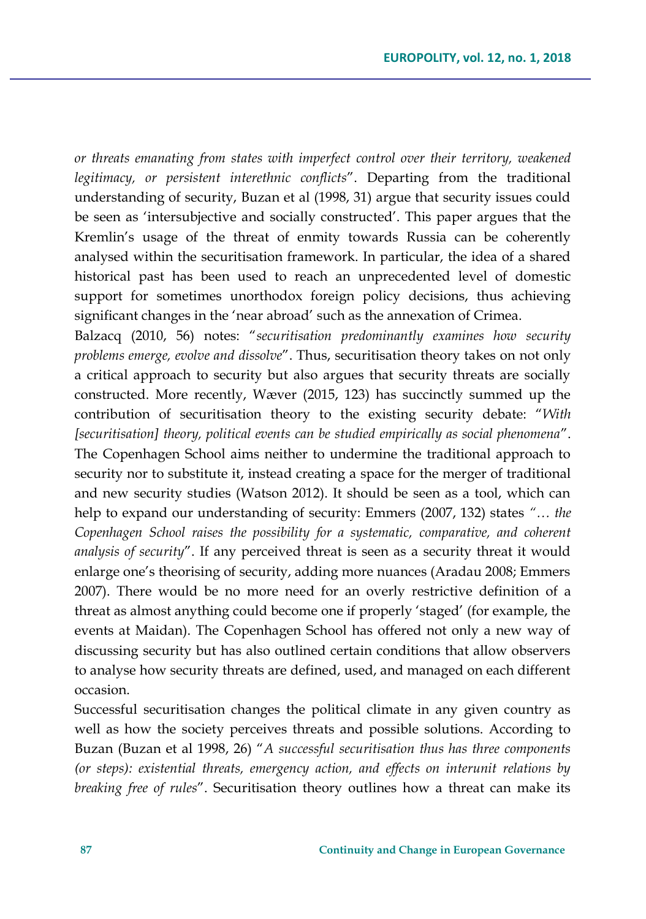*or threats emanating from states with imperfect control over their territory, weakened legitimacy, or persistent interethnic conflicts*". Departing from the traditional understanding of security, Buzan et al (1998, 31) argue that security issues could be seen as 'intersubjective and socially constructed'. This paper argues that the Kremlin's usage of the threat of enmity towards Russia can be coherently analysed within the securitisation framework. In particular, the idea of a shared historical past has been used to reach an unprecedented level of domestic support for sometimes unorthodox foreign policy decisions, thus achieving significant changes in the 'near abroad' such as the annexation of Crimea.

Balzacq (2010, 56) notes: "*securitisation predominantly examines how security problems emerge, evolve and dissolve*". Thus, securitisation theory takes on not only a critical approach to security but also argues that security threats are socially constructed. More recently, Wæver (2015, 123) has succinctly summed up the contribution of securitisation theory to the existing security debate: "*With [securitisation] theory, political events can be studied empirically as social phenomena*". The Copenhagen School aims neither to undermine the traditional approach to security nor to substitute it, instead creating a space for the merger of traditional and new security studies (Watson 2012). It should be seen as a tool, which can help to expand our understanding of security: Emmers (2007, 132) states *"… the Copenhagen School raises the possibility for a systematic, comparative, and coherent analysis of security*". If any perceived threat is seen as a security threat it would enlarge one's theorising of security, adding more nuances (Aradau 2008; Emmers 2007). There would be no more need for an overly restrictive definition of a threat as almost anything could become one if properly 'staged' (for example, the events at Maidan). The Copenhagen School has offered not only a new way of discussing security but has also outlined certain conditions that allow observers to analyse how security threats are defined, used, and managed on each different occasion.

Successful securitisation changes the political climate in any given country as well as how the society perceives threats and possible solutions. According to Buzan (Buzan et al 1998, 26) "*A successful securitisation thus has three components (or steps): existential threats, emergency action, and effects on interunit relations by breaking free of rules*". Securitisation theory outlines how a threat can make its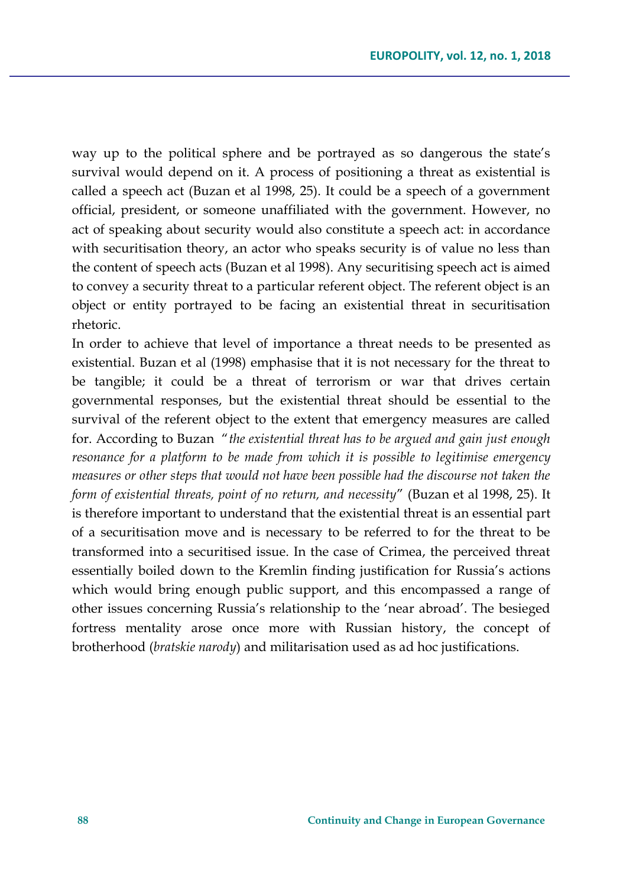way up to the political sphere and be portrayed as so dangerous the state's survival would depend on it. A process of positioning a threat as existential is called a speech act (Buzan et al 1998, 25). It could be a speech of a government official, president, or someone unaffiliated with the government. However, no act of speaking about security would also constitute a speech act: in accordance with securitisation theory, an actor who speaks security is of value no less than the content of speech acts (Buzan et al 1998). Any securitising speech act is aimed to convey a security threat to a particular referent object. The referent object is an object or entity portrayed to be facing an existential threat in securitisation rhetoric.

In order to achieve that level of importance a threat needs to be presented as existential. Buzan et al (1998) emphasise that it is not necessary for the threat to be tangible; it could be a threat of terrorism or war that drives certain governmental responses, but the existential threat should be essential to the survival of the referent object to the extent that emergency measures are called for. According to Buzan "*the existential threat has to be argued and gain just enough resonance for a platform to be made from which it is possible to legitimise emergency measures or other steps that would not have been possible had the discourse not taken the form of existential threats, point of no return, and necessity*" (Buzan et al 1998, 25). It is therefore important to understand that the existential threat is an essential part of a securitisation move and is necessary to be referred to for the threat to be transformed into a securitised issue. In the case of Crimea, the perceived threat essentially boiled down to the Kremlin finding justification for Russia's actions which would bring enough public support, and this encompassed a range of other issues concerning Russia's relationship to the 'near abroad'. The besieged fortress mentality arose once more with Russian history, the concept of brotherhood (*bratskie narody*) and militarisation used as ad hoc justifications.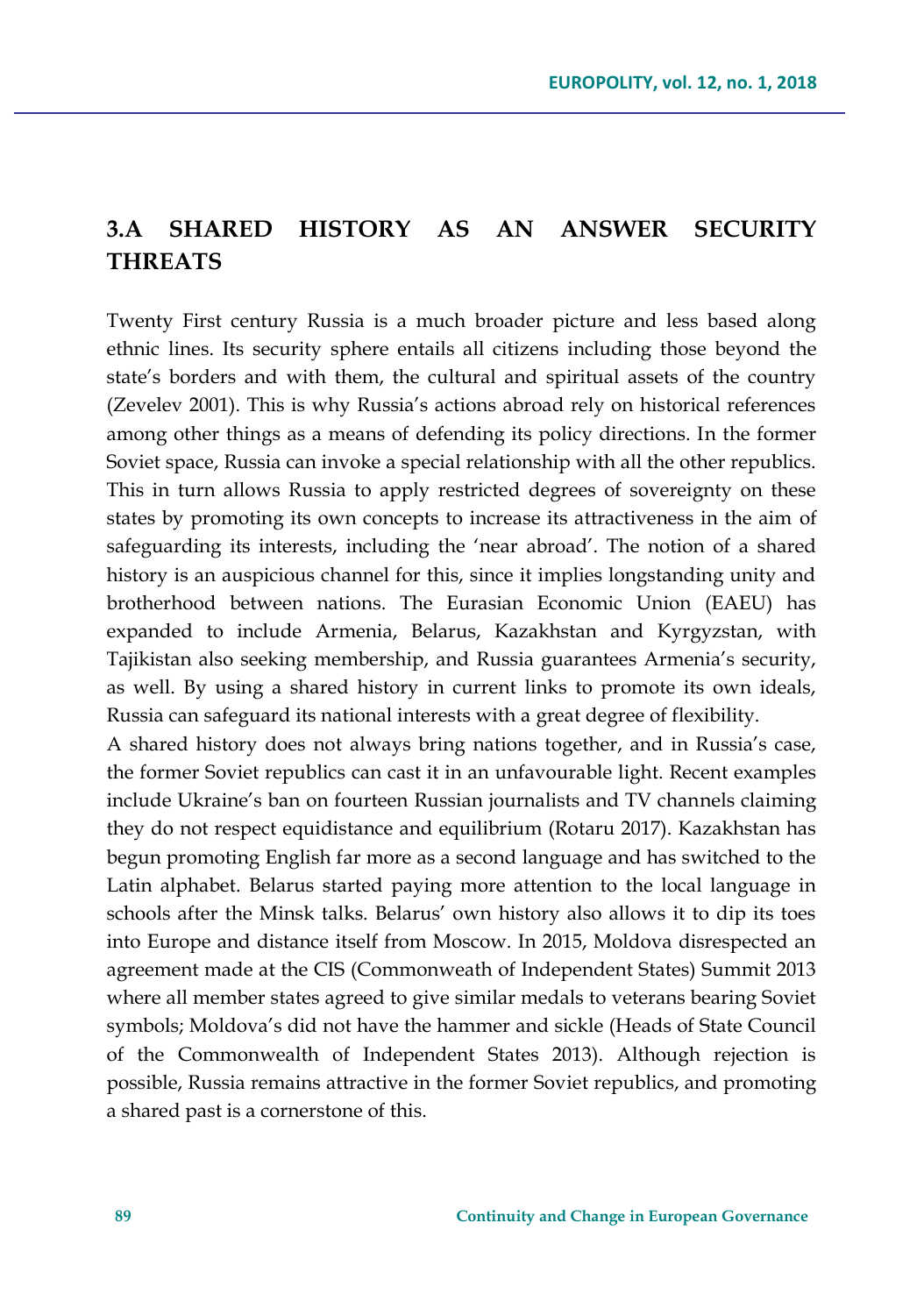## 3.A SHARED HISTORY AS AN ANSWER SECURITY THREATS

Twenty First century Russia is a much broader picture and less based along ethnic lines. Its security sphere entails all citizens including those beyond the state's borders and with them, the cultural and spiritual assets of the country (Zevelev 2001). This is why Russia's actions abroad rely on historical references among other things as a means of defending its policy directions. In the former Soviet space, Russia can invoke a special relationship with all the other republics. This in turn allows Russia to apply restricted degrees of sovereignty on these states by promoting its own concepts to increase its attractiveness in the aim of safeguarding its interests, including the 'near abroad'. The notion of a shared history is an auspicious channel for this, since it implies longstanding unity and brotherhood between nations. The Eurasian Economic Union (EAEU) has expanded to include Armenia, Belarus, Kazakhstan and Kyrgyzstan, with Tajikistan also seeking membership, and Russia guarantees Armenia's security, as well. By using a shared history in current links to promote its own ideals, Russia can safeguard its national interests with a great degree of flexibility.

A shared history does not always bring nations together, and in Russia's case, the former Soviet republics can cast it in an unfavourable light. Recent examples include Ukraine's ban on fourteen Russian journalists and TV channels claiming they do not respect equidistance and equilibrium (Rotaru 2017). Kazakhstan has begun promoting English far more as a second language and has switched to the Latin alphabet. Belarus started paying more attention to the local language in schools after the Minsk talks. Belarus' own history also allows it to dip its toes into Europe and distance itself from Moscow. In 2015, Moldova disrespected an agreement made at the CIS (Commonweath of Independent States) Summit 2013 where all member states agreed to give similar medals to veterans bearing Soviet symbols; Moldova's did not have the hammer and sickle (Heads of State Council of the Commonwealth of Independent States 2013). Although rejection is possible, Russia remains attractive in the former Soviet republics, and promoting a shared past is a cornerstone of this.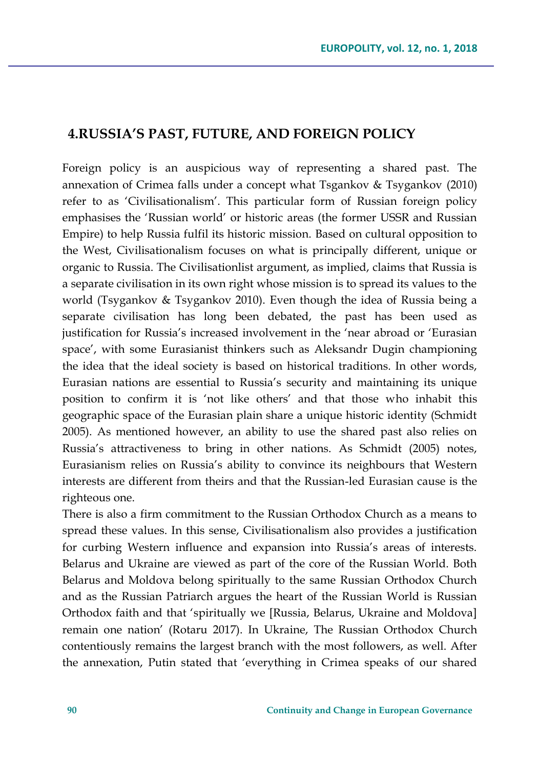## 4.RUSSIA'S PAST, FUTURE, AND FOREIGN POLICY

Foreign policy is an auspicious way of representing a shared past. The annexation of Crimea falls under a concept what Tsgankov & Tsygankov (2010) refer to as 'Civilisationalism'. This particular form of Russian foreign policy emphasises the 'Russian world' or historic areas (the former USSR and Russian Empire) to help Russia fulfil its historic mission. Based on cultural opposition to the West, Civilisationalism focuses on what is principally different, unique or organic to Russia. The Civilisationlist argument, as implied, claims that Russia is a separate civilisation in its own right whose mission is to spread its values to the world (Tsygankov & Tsygankov 2010). Even though the idea of Russia being a separate civilisation has long been debated, the past has been used as justification for Russia's increased involvement in the 'near abroad or 'Eurasian space', with some Eurasianist thinkers such as Aleksandr Dugin championing the idea that the ideal society is based on historical traditions. In other words, Eurasian nations are essential to Russia's security and maintaining its unique position to confirm it is 'not like others' and that those who inhabit this geographic space of the Eurasian plain share a unique historic identity (Schmidt 2005). As mentioned however, an ability to use the shared past also relies on Russia's attractiveness to bring in other nations. As Schmidt (2005) notes, Eurasianism relies on Russia's ability to convince its neighbours that Western interests are different from theirs and that the Russian-led Eurasian cause is the righteous one.

There is also a firm commitment to the Russian Orthodox Church as a means to spread these values. In this sense, Civilisationalism also provides a justification for curbing Western influence and expansion into Russia's areas of interests. Belarus and Ukraine are viewed as part of the core of the Russian World. Both Belarus and Moldova belong spiritually to the same Russian Orthodox Church and as the Russian Patriarch argues the heart of the Russian World is Russian Orthodox faith and that 'spiritually we [Russia, Belarus, Ukraine and Moldova] remain one nation' (Rotaru 2017). In Ukraine, The Russian Orthodox Church contentiously remains the largest branch with the most followers, as well. After the annexation, Putin stated that 'everything in Crimea speaks of our shared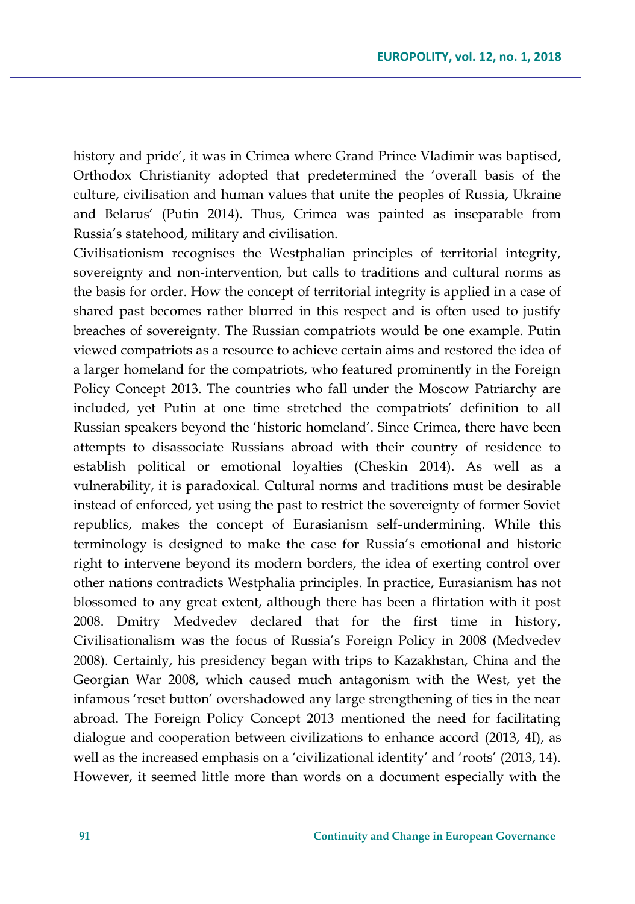history and pride', it was in Crimea where Grand Prince Vladimir was baptised, Orthodox Christianity adopted that predetermined the 'overall basis of the culture, civilisation and human values that unite the peoples of Russia, Ukraine and Belarus' (Putin 2014). Thus, Crimea was painted as inseparable from Russia's statehood, military and civilisation.

Civilisationism recognises the Westphalian principles of territorial integrity, sovereignty and non-intervention, but calls to traditions and cultural norms as the basis for order. How the concept of territorial integrity is applied in a case of shared past becomes rather blurred in this respect and is often used to justify breaches of sovereignty. The Russian compatriots would be one example. Putin viewed compatriots as a resource to achieve certain aims and restored the idea of a larger homeland for the compatriots, who featured prominently in the Foreign Policy Concept 2013. The countries who fall under the Moscow Patriarchy are included, yet Putin at one time stretched the compatriots' definition to all Russian speakers beyond the 'historic homeland'. Since Crimea, there have been attempts to disassociate Russians abroad with their country of residence to establish political or emotional loyalties (Cheskin 2014). As well as a vulnerability, it is paradoxical. Cultural norms and traditions must be desirable instead of enforced, yet using the past to restrict the sovereignty of former Soviet republics, makes the concept of Eurasianism self-undermining. While this terminology is designed to make the case for Russia's emotional and historic right to intervene beyond its modern borders, the idea of exerting control over other nations contradicts Westphalia principles. In practice, Eurasianism has not blossomed to any great extent, although there has been a flirtation with it post 2008. Dmitry Medvedev declared that for the first time in history, Civilisationalism was the focus of Russia's Foreign Policy in 2008 (Medvedev 2008). Certainly, his presidency began with trips to Kazakhstan, China and the Georgian War 2008, which caused much antagonism with the West, yet the infamous 'reset button' overshadowed any large strengthening of ties in the near abroad. The Foreign Policy Concept 2013 mentioned the need for facilitating dialogue and cooperation between civilizations to enhance accord (2013, 4I), as well as the increased emphasis on a 'civilizational identity' and 'roots' (2013, 14). However, it seemed little more than words on a document especially with the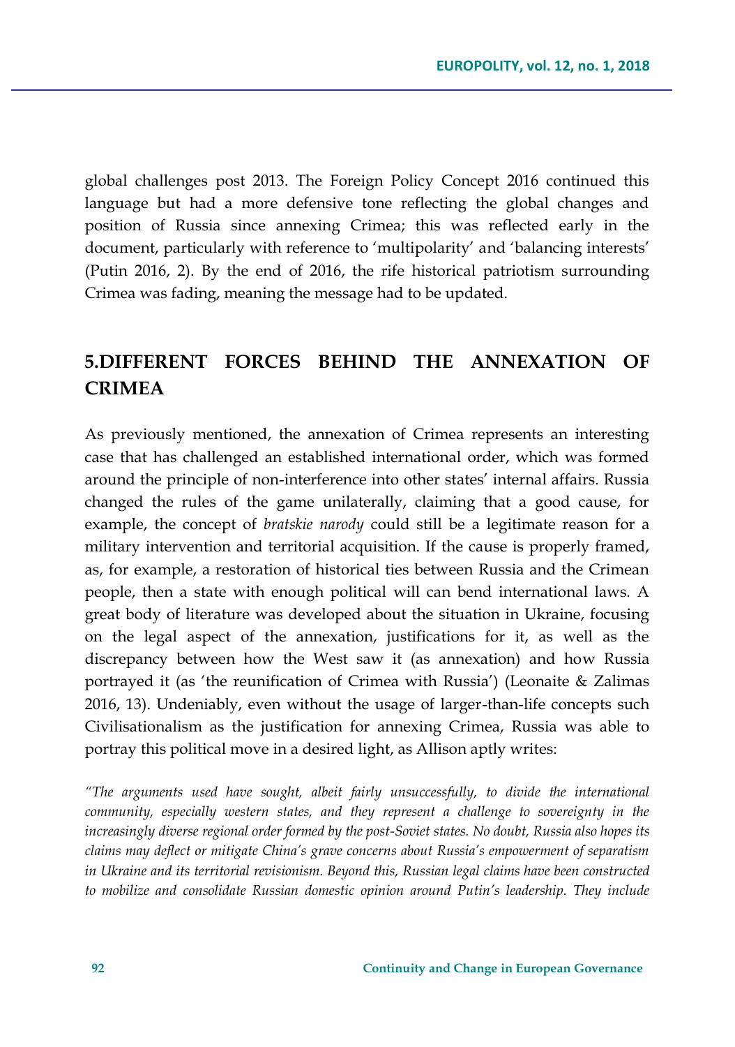global challenges post 2013. The Foreign Policy Concept 2016 continued this language but had a more defensive tone reflecting the global changes and position of Russia since annexing Crimea; this was reflected early in the document, particularly with reference to 'multipolarity' and 'balancing interests' (Putin 2016, 2). By the end of 2016, the rife historical patriotism surrounding Crimea was fading, meaning the message had to be updated.

## 5.DIFFERENT FORCES BEHIND THE ANNEXATION OF CRIMEA

As previously mentioned, the annexation of Crimea represents an interesting case that has challenged an established international order, which was formed around the principle of non-interference into other states' internal affairs. Russia changed the rules of the game unilaterally, claiming that a good cause, for example, the concept of *bratskie narody* could still be a legitimate reason for a military intervention and territorial acquisition. If the cause is properly framed, as, for example, a restoration of historical ties between Russia and the Crimean people, then a state with enough political will can bend international laws. A great body of literature was developed about the situation in Ukraine, focusing on the legal aspect of the annexation, justifications for it, as well as the discrepancy between how the West saw it (as annexation) and how Russia portrayed it (as 'the reunification of Crimea with Russia') (Leonaite & Zalimas 2016, 13). Undeniably, even without the usage of larger-than-life concepts such Civilisationalism as the justification for annexing Crimea, Russia was able to portray this political move in a desired light, as Allison aptly writes:

*"The arguments used have sought, albeit fairly unsuccessfully, to divide the international community, especially western states, and they represent a challenge to sovereignty in the increasingly diverse regional order formed by the post-Soviet states. No doubt, Russia also hopes its claims may deflect or mitigate China's grave concerns about Russia's empowerment of separatism in Ukraine and its territorial revisionism. Beyond this, Russian legal claims have been constructed to mobilize and consolidate Russian domestic opinion around Putin's leadership. They include*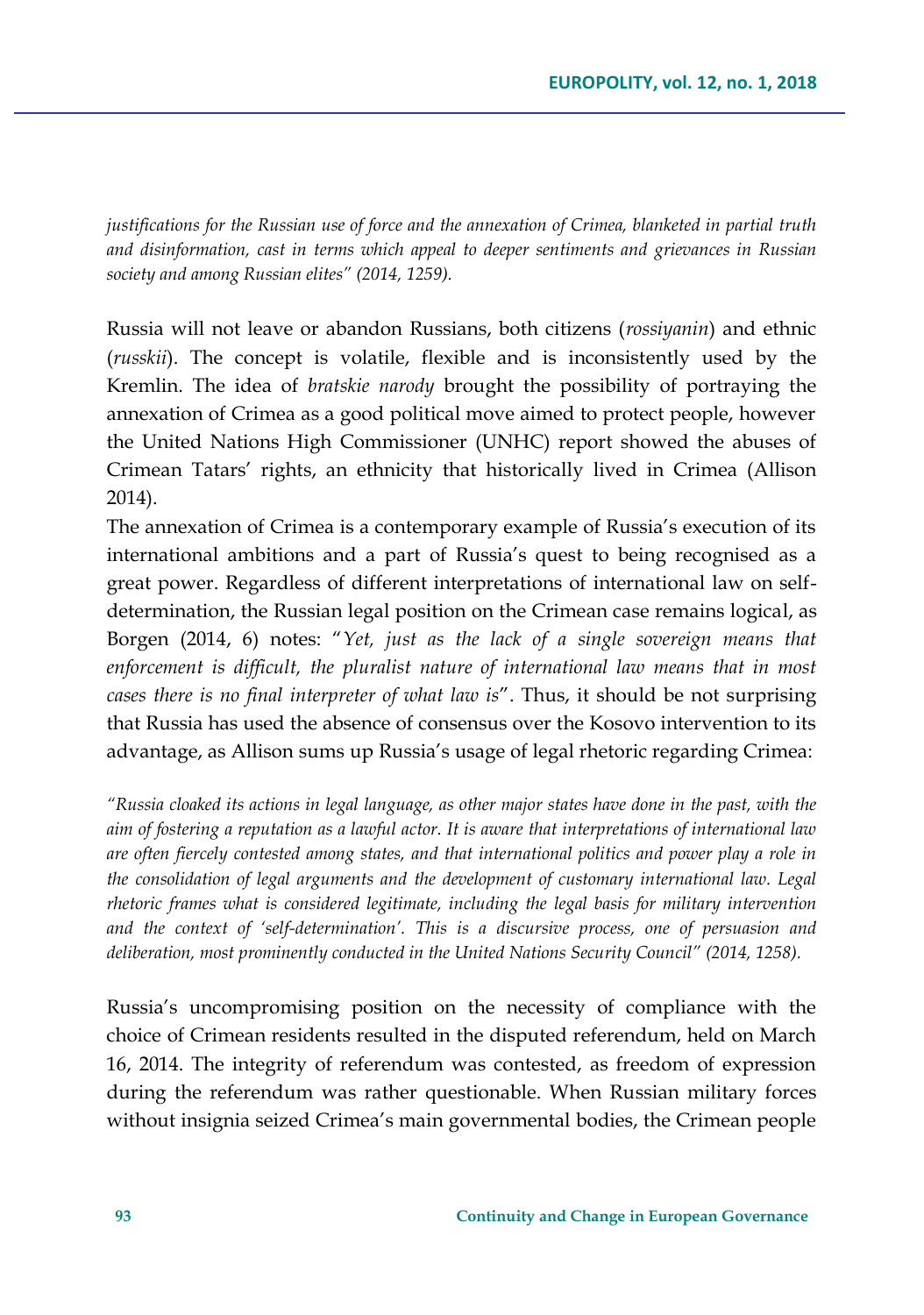*justifications for the Russian use of force and the annexation of Crimea, blanketed in partial truth and disinformation, cast in terms which appeal to deeper sentiments and grievances in Russian society and among Russian elites" (2014, 1259).*

Russia will not leave or abandon Russians, both citizens (*rossiyanin*) and ethnic (*russkii*). The concept is volatile, flexible and is inconsistently used by the Kremlin. The idea of *bratskie narody* brought the possibility of portraying the annexation of Crimea as a good political move aimed to protect people, however the United Nations High Commissioner (UNHC) report showed the abuses of Crimean Tatars' rights, an ethnicity that historically lived in Crimea (Allison 2014).

The annexation of Crimea is a contemporary example of Russia's execution of its international ambitions and a part of Russia's quest to being recognised as a great power. Regardless of different interpretations of international law on self-determination, the Russian legal position on the Crimean case remains logical, as Borgen (2014, 6) notes: "*Yet, just as the lack of a single sovereign means that enforcement is difficult, the pluralist nature of international law means that in most cases there is no final interpreter of what law is*". Thus, it should be not surprising that Russia has used the absence of consensus over the Kosovo intervention to its advantage, as Allison sums up Russia's usage of legal rhetoric regarding Crimea:

*"Russia cloaked its actions in legal language, as other major states have done in the past, with the aim of fostering a reputation as a lawful actor. It is aware that interpretations of international law are often fiercely contested among states, and that international politics and power play a role in the consolidation of legal arguments and the development of customary international law. Legal rhetoric frames what is considered legitimate, including the legal basis for military intervention and the context of 'self-determination'. This is a discursive process, one of persuasion and deliberation, most prominently conducted in the United Nations Security Council" (2014, 1258).*

Russia's uncompromising position on the necessity of compliance with the choice of Crimean residents resulted in the disputed referendum, held on March 16, 2014. The integrity of referendum was contested, as freedom of expression during the referendum was rather questionable. When Russian military forces without insignia seized Crimea's main governmental bodies, the Crimean people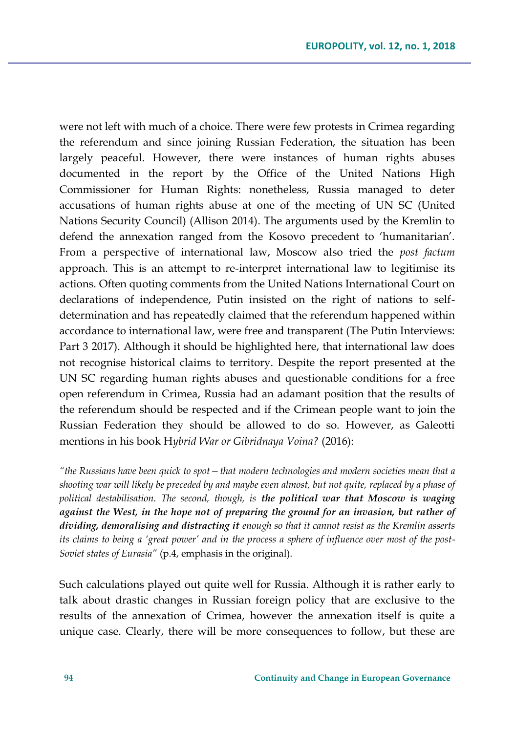were not left with much of a choice. There were few protests in Crimea regarding the referendum and since joining Russian Federation, the situation has been largely peaceful. However, there were instances of human rights abuses documented in the report by the Office of the United Nations High Commissioner for Human Rights: nonetheless, Russia managed to deter accusations of human rights abuse at one of the meeting of UN SC (United Nations Security Council) (Allison 2014). The arguments used by the Kremlin to defend the annexation ranged from the Kosovo precedent to 'humanitarian'. From a perspective of international law, Moscow also tried the *post factum* approach. This is an attempt to re-interpret international law to legitimise its actions. Often quoting comments from the United Nations International Court on declarations of independence, Putin insisted on the right of nations to self-determination and has repeatedly claimed that the referendum happened within accordance to international law, were free and transparent (The Putin Interviews: Part 3 2017). Although it should be highlighted here, that international law does not recognise historical claims to territory. Despite the report presented at the UN SC regarding human rights abuses and questionable conditions for a free open referendum in Crimea, Russia had an adamant position that the results of the referendum should be respected and if the Crimean people want to join the Russian Federation they should be allowed to do so. However, as Galeotti mentions in his book H*ybrid War or Gibridnaya Voina?* (2016):

> "*the Russians have been quick to spot – that modern technologies and modern societies mean that a shooting war will likely be preceded by and maybe even almost, but not quite, replaced by a phase of political destabilisation. The second, though, is* ***the political war that Moscow is waging against the West, in the hope not of preparing the ground for an invasion, but rather of dividing, demoralising and distracting it*** *enough so that it cannot resist as the Kremlin asserts its claims to being a 'great power' and in the process a sphere of influence over most of the post-Soviet states of Eurasia*" (p.4, emphasis in the original).

Such calculations played out quite well for Russia. Although it is rather early to talk about drastic changes in Russian foreign policy that are exclusive to the results of the annexation of Crimea, however the annexation itself is quite a unique case. Clearly, there will be more consequences to follow, but these are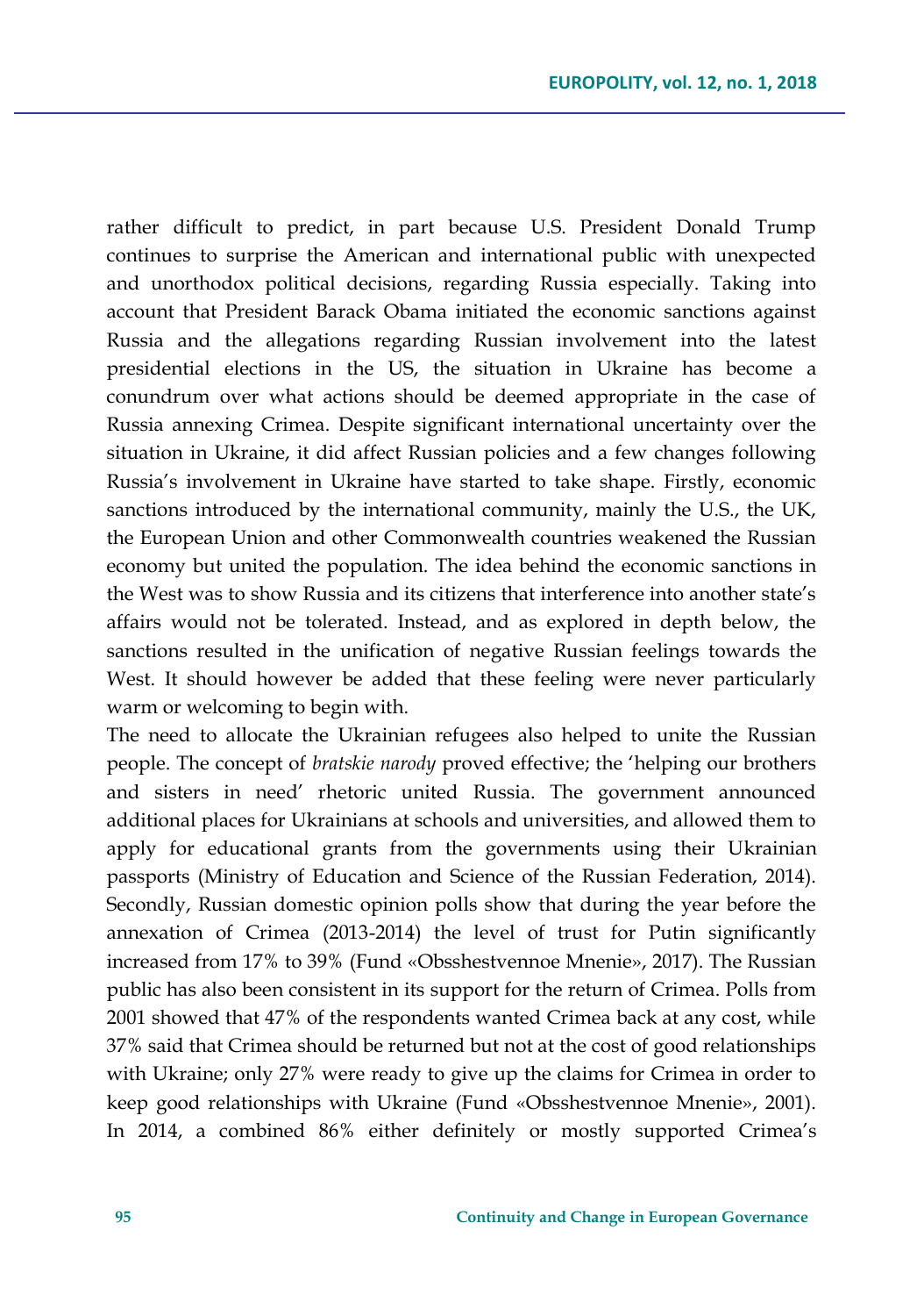rather difficult to predict, in part because U.S. President Donald Trump continues to surprise the American and international public with unexpected and unorthodox political decisions, regarding Russia especially. Taking into account that President Barack Obama initiated the economic sanctions against Russia and the allegations regarding Russian involvement into the latest presidential elections in the US, the situation in Ukraine has become a conundrum over what actions should be deemed appropriate in the case of Russia annexing Crimea. Despite significant international uncertainty over the situation in Ukraine, it did affect Russian policies and a few changes following Russia's involvement in Ukraine have started to take shape. Firstly, economic sanctions introduced by the international community, mainly the U.S., the UK, the European Union and other Commonwealth countries weakened the Russian economy but united the population. The idea behind the economic sanctions in the West was to show Russia and its citizens that interference into another state's affairs would not be tolerated. Instead, and as explored in depth below, the sanctions resulted in the unification of negative Russian feelings towards the West. It should however be added that these feeling were never particularly warm or welcoming to begin with.

The need to allocate the Ukrainian refugees also helped to unite the Russian people. The concept of *bratskie narody* proved effective; the 'helping our brothers and sisters in need' rhetoric united Russia. The government announced additional places for Ukrainians at schools and universities, and allowed them to apply for educational grants from the governments using their Ukrainian passports (Ministry of Education and Science of the Russian Federation, 2014). Secondly, Russian domestic opinion polls show that during the year before the annexation of Crimea (2013-2014) the level of trust for Putin significantly increased from 17% to 39% (Fund «Obsshestvennoe Mnenie», 2017). The Russian public has also been consistent in its support for the return of Crimea. Polls from 2001 showed that 47% of the respondents wanted Crimea back at any cost, while 37% said that Crimea should be returned but not at the cost of good relationships with Ukraine; only 27% were ready to give up the claims for Crimea in order to keep good relationships with Ukraine (Fund «Obsshestvennoe Mnenie», 2001). In 2014, a combined 86% either definitely or mostly supported Crimea's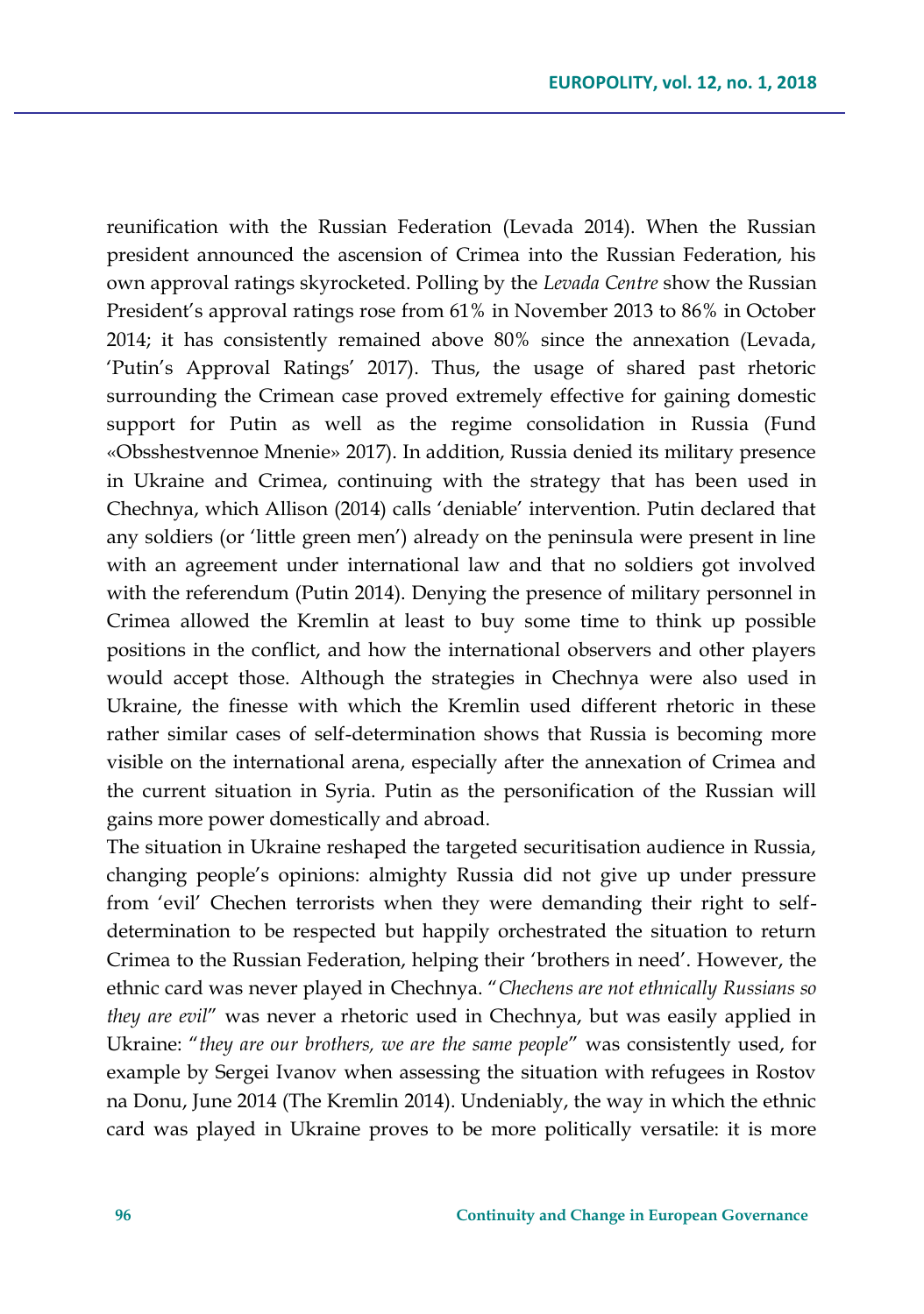reunification with the Russian Federation (Levada 2014). When the Russian president announced the ascension of Crimea into the Russian Federation, his own approval ratings skyrocketed. Polling by the *Levada Centre* show the Russian President's approval ratings rose from 61% in November 2013 to 86% in October 2014; it has consistently remained above 80% since the annexation (Levada, 'Putin's Approval Ratings' 2017). Thus, the usage of shared past rhetoric surrounding the Crimean case proved extremely effective for gaining domestic support for Putin as well as the regime consolidation in Russia (Fund «Obsshestvennoe Mnenie» 2017). In addition, Russia denied its military presence in Ukraine and Crimea, continuing with the strategy that has been used in Chechnya, which Allison (2014) calls 'deniable' intervention. Putin declared that any soldiers (or 'little green men') already on the peninsula were present in line with an agreement under international law and that no soldiers got involved with the referendum (Putin 2014). Denying the presence of military personnel in Crimea allowed the Kremlin at least to buy some time to think up possible positions in the conflict, and how the international observers and other players would accept those. Although the strategies in Chechnya were also used in Ukraine, the finesse with which the Kremlin used different rhetoric in these rather similar cases of self-determination shows that Russia is becoming more visible on the international arena, especially after the annexation of Crimea and the current situation in Syria. Putin as the personification of the Russian will gains more power domestically and abroad.

The situation in Ukraine reshaped the targeted securitisation audience in Russia, changing people's opinions: almighty Russia did not give up under pressure from 'evil' Chechen terrorists when they were demanding their right to self-determination to be respected but happily orchestrated the situation to return Crimea to the Russian Federation, helping their 'brothers in need'. However, the ethnic card was never played in Chechnya. "*Chechens are not ethnically Russians so they are evil*" was never a rhetoric used in Chechnya, but was easily applied in Ukraine: "*they are our brothers, we are the same people*" was consistently used, for example by Sergei Ivanov when assessing the situation with refugees in Rostov na Donu, June 2014 (The Kremlin 2014). Undeniably, the way in which the ethnic card was played in Ukraine proves to be more politically versatile: it is more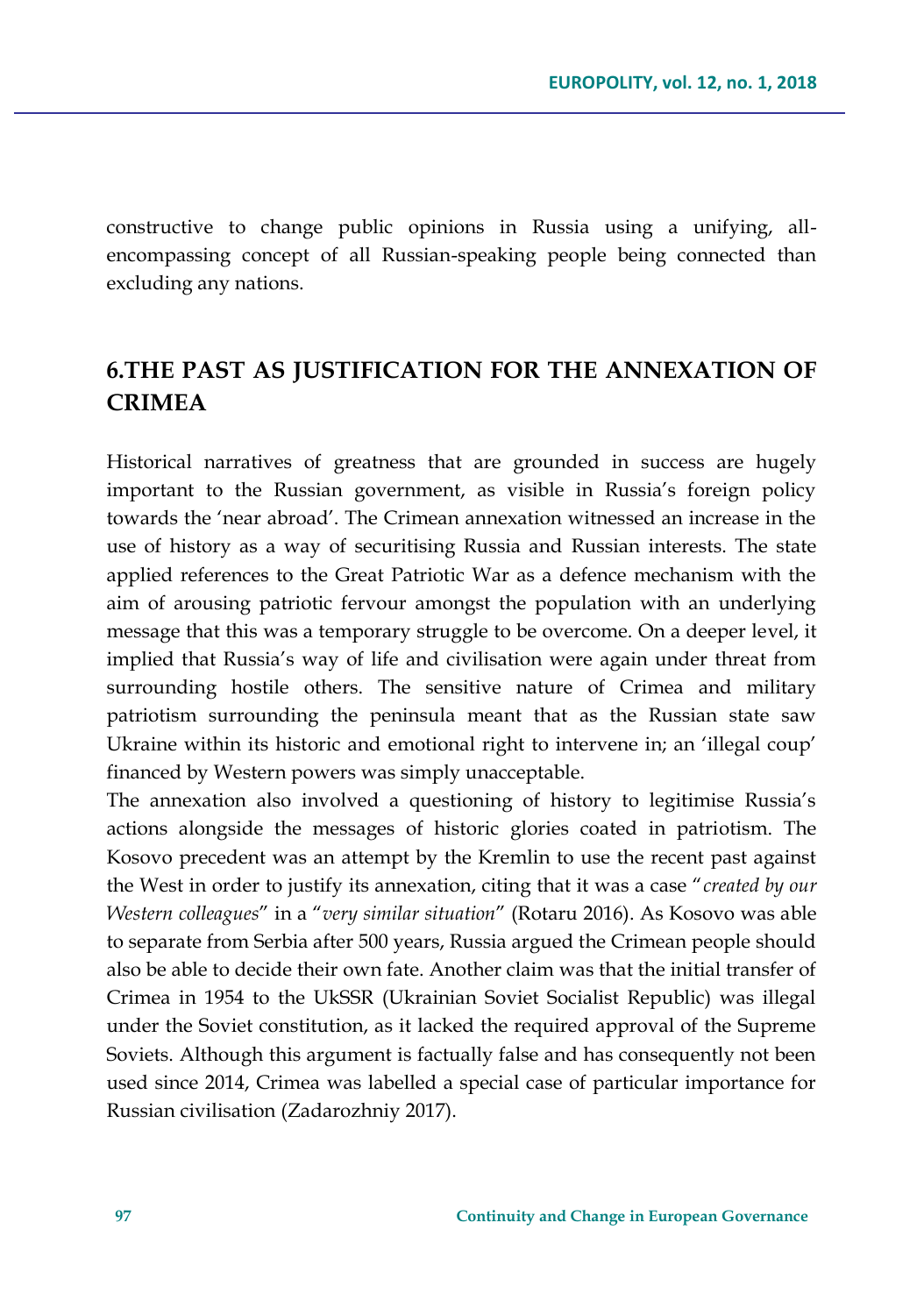constructive to change public opinions in Russia using a unifying, all-encompassing concept of all Russian-speaking people being connected than excluding any nations.

## 6.THE PAST AS JUSTIFICATION FOR THE ANNEXATION OF CRIMEA

Historical narratives of greatness that are grounded in success are hugely important to the Russian government, as visible in Russia's foreign policy towards the 'near abroad'. The Crimean annexation witnessed an increase in the use of history as a way of securitising Russia and Russian interests. The state applied references to the Great Patriotic War as a defence mechanism with the aim of arousing patriotic fervour amongst the population with an underlying message that this was a temporary struggle to be overcome. On a deeper level, it implied that Russia's way of life and civilisation were again under threat from surrounding hostile others. The sensitive nature of Crimea and military patriotism surrounding the peninsula meant that as the Russian state saw Ukraine within its historic and emotional right to intervene in; an 'illegal coup' financed by Western powers was simply unacceptable.

The annexation also involved a questioning of history to legitimise Russia's actions alongside the messages of historic glories coated in patriotism. The Kosovo precedent was an attempt by the Kremlin to use the recent past against the West in order to justify its annexation, citing that it was a case "*created by our Western colleagues*" in a "*very similar situation*" (Rotaru 2016). As Kosovo was able to separate from Serbia after 500 years, Russia argued the Crimean people should also be able to decide their own fate. Another claim was that the initial transfer of Crimea in 1954 to the UkSSR (Ukrainian Soviet Socialist Republic) was illegal under the Soviet constitution, as it lacked the required approval of the Supreme Soviets. Although this argument is factually false and has consequently not been used since 2014, Crimea was labelled a special case of particular importance for Russian civilisation (Zadarozhniy 2017).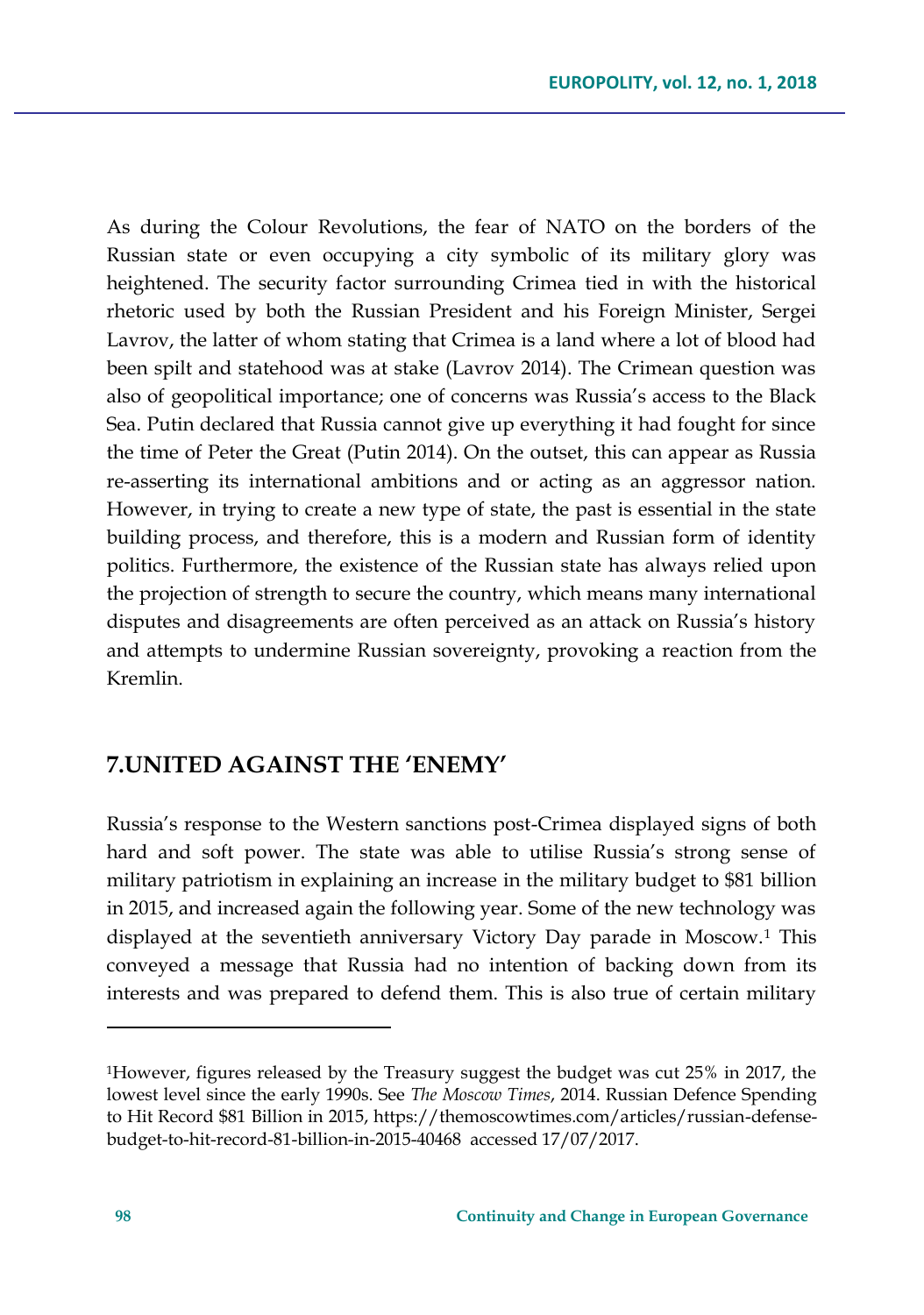As during the Colour Revolutions, the fear of NATO on the borders of the Russian state or even occupying a city symbolic of its military glory was heightened. The security factor surrounding Crimea tied in with the historical rhetoric used by both the Russian President and his Foreign Minister, Sergei Lavrov, the latter of whom stating that Crimea is a land where a lot of blood had been spilt and statehood was at stake (Lavrov 2014). The Crimean question was also of geopolitical importance; one of concerns was Russia's access to the Black Sea. Putin declared that Russia cannot give up everything it had fought for since the time of Peter the Great (Putin 2014). On the outset, this can appear as Russia re-asserting its international ambitions and or acting as an aggressor nation. However, in trying to create a new type of state, the past is essential in the state building process, and therefore, this is a modern and Russian form of identity politics. Furthermore, the existence of the Russian state has always relied upon the projection of strength to secure the country, which means many international disputes and disagreements are often perceived as an attack on Russia's history and attempts to undermine Russian sovereignty, provoking a reaction from the Kremlin.

## 7.UNITED AGAINST THE 'ENEMY'

Russia's response to the Western sanctions post-Crimea displayed signs of both hard and soft power. The state was able to utilise Russia's strong sense of military patriotism in explaining an increase in the military budget to $81 billion in 2015, and increased again the following year. Some of the new technology was displayed at the seventieth anniversary Victory Day parade in Moscow.[1] This conveyed a message that Russia had no intention of backing down from its interests and was prepared to defend them. This is also true of certain military

[1]However, figures released by the Treasury suggest the budget was cut 25% in 2017, the lowest level since the early 1990s. See *The Moscow Times*, 2014. Russian Defence Spending to Hit Record $81 Billion in 2015, https://themoscowtimes.com/articles/russian-defense-budget-to-hit-record-81-billion-in-2015-40468 accessed 17/07/2017.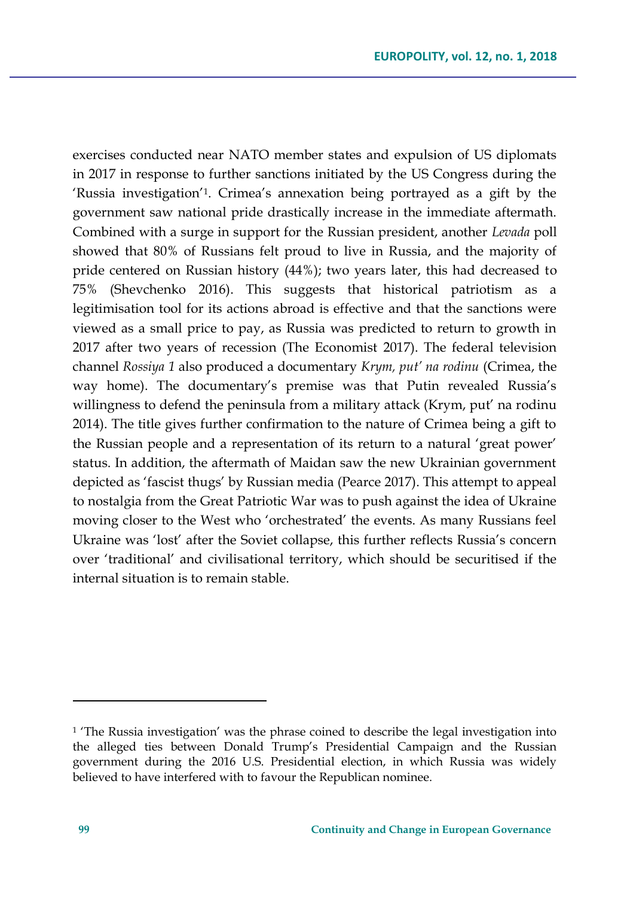exercises conducted near NATO member states and expulsion of US diplomats in 2017 in response to further sanctions initiated by the US Congress during the 'Russia investigation'[1]. Crimea's annexation being portrayed as a gift by the government saw national pride drastically increase in the immediate aftermath. Combined with a surge in support for the Russian president, another *Levada* poll showed that 80% of Russians felt proud to live in Russia, and the majority of pride centered on Russian history (44%); two years later, this had decreased to 75% (Shevchenko 2016). This suggests that historical patriotism as a legitimisation tool for its actions abroad is effective and that the sanctions were viewed as a small price to pay, as Russia was predicted to return to growth in 2017 after two years of recession (The Economist 2017). The federal television channel *Rossiya 1* also produced a documentary *Krym, put' na rodinu* (Crimea, the way home). The documentary's premise was that Putin revealed Russia's willingness to defend the peninsula from a military attack (Krym, put' na rodinu 2014). The title gives further confirmation to the nature of Crimea being a gift to the Russian people and a representation of its return to a natural 'great power' status. In addition, the aftermath of Maidan saw the new Ukrainian government depicted as 'fascist thugs' by Russian media (Pearce 2017). This attempt to appeal to nostalgia from the Great Patriotic War was to push against the idea of Ukraine moving closer to the West who 'orchestrated' the events. As many Russians feel Ukraine was 'lost' after the Soviet collapse, this further reflects Russia's concern over 'traditional' and civilisational territory, which should be securitised if the internal situation is to remain stable.

---

[1] 'The Russia investigation' was the phrase coined to describe the legal investigation into the alleged ties between Donald Trump's Presidential Campaign and the Russian government during the 2016 U.S. Presidential election, in which Russia was widely believed to have interfered with to favour the Republican nominee.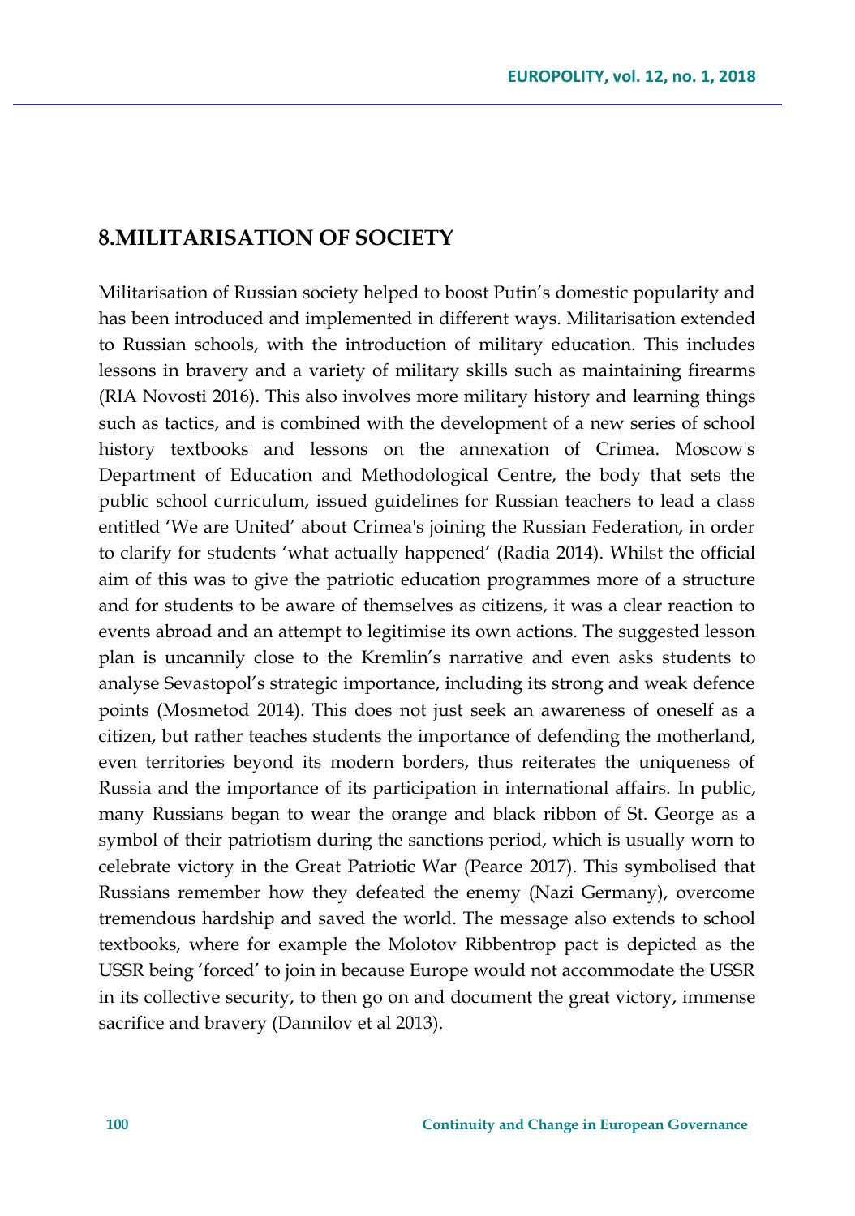## 8.MILITARISATION OF SOCIETY

Militarisation of Russian society helped to boost Putin's domestic popularity and has been introduced and implemented in different ways. Militarisation extended to Russian schools, with the introduction of military education. This includes lessons in bravery and a variety of military skills such as maintaining firearms (RIA Novosti 2016). This also involves more military history and learning things such as tactics, and is combined with the development of a new series of school history textbooks and lessons on the annexation of Crimea. Moscow's Department of Education and Methodological Centre, the body that sets the public school curriculum, issued guidelines for Russian teachers to lead a class entitled 'We are United' about Crimea's joining the Russian Federation, in order to clarify for students 'what actually happened' (Radia 2014). Whilst the official aim of this was to give the patriotic education programmes more of a structure and for students to be aware of themselves as citizens, it was a clear reaction to events abroad and an attempt to legitimise its own actions. The suggested lesson plan is uncannily close to the Kremlin's narrative and even asks students to analyse Sevastopol's strategic importance, including its strong and weak defence points (Mosmetod 2014). This does not just seek an awareness of oneself as a citizen, but rather teaches students the importance of defending the motherland, even territories beyond its modern borders, thus reiterates the uniqueness of Russia and the importance of its participation in international affairs. In public, many Russians began to wear the orange and black ribbon of St. George as a symbol of their patriotism during the sanctions period, which is usually worn to celebrate victory in the Great Patriotic War (Pearce 2017). This symbolised that Russians remember how they defeated the enemy (Nazi Germany), overcome tremendous hardship and saved the world. The message also extends to school textbooks, where for example the Molotov Ribbentrop pact is depicted as the USSR being 'forced' to join in because Europe would not accommodate the USSR in its collective security, to then go on and document the great victory, immense sacrifice and bravery (Dannilov et al 2013).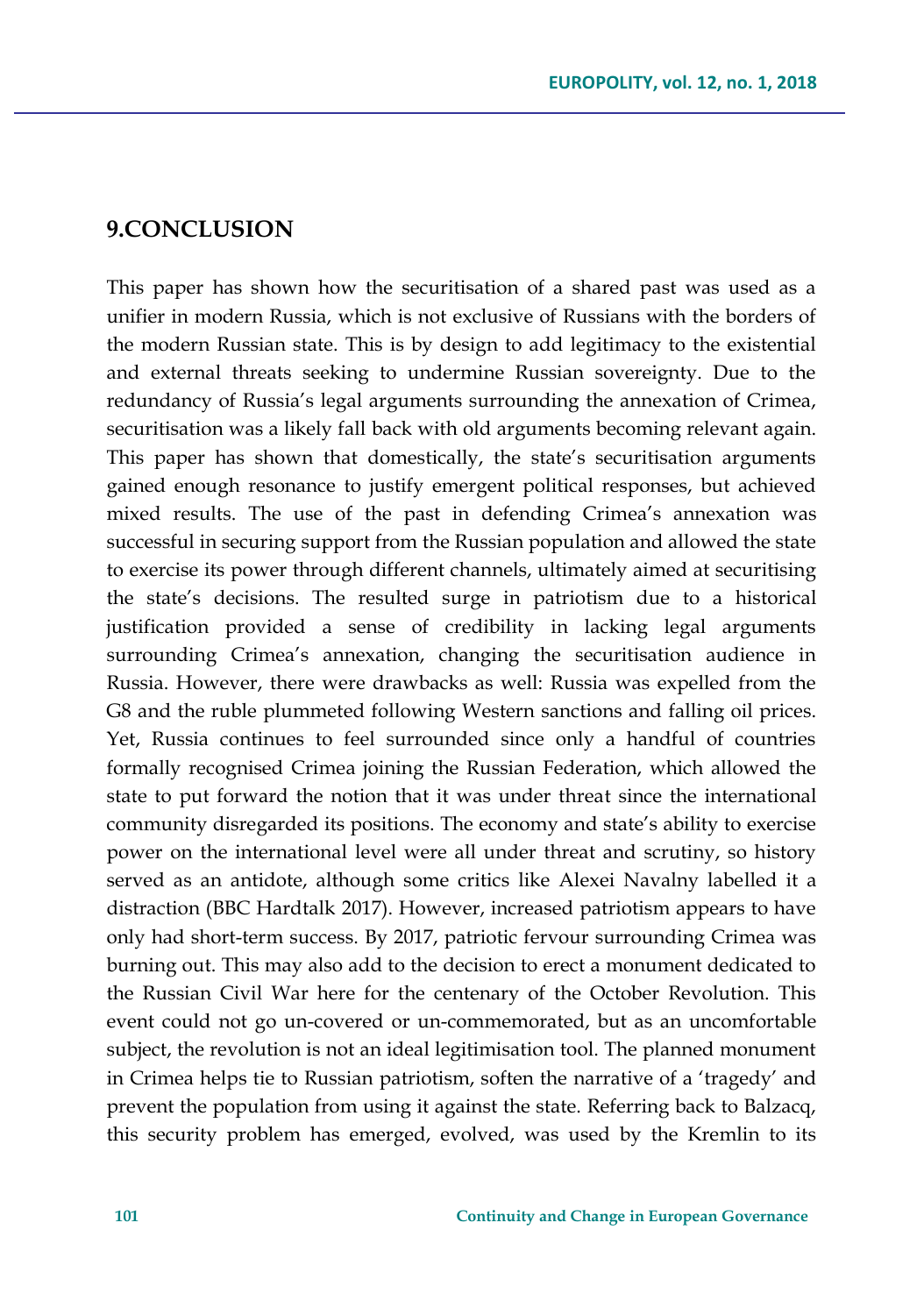## 9.CONCLUSION

This paper has shown how the securitisation of a shared past was used as a unifier in modern Russia, which is not exclusive of Russians with the borders of the modern Russian state. This is by design to add legitimacy to the existential and external threats seeking to undermine Russian sovereignty. Due to the redundancy of Russia's legal arguments surrounding the annexation of Crimea, securitisation was a likely fall back with old arguments becoming relevant again. This paper has shown that domestically, the state's securitisation arguments gained enough resonance to justify emergent political responses, but achieved mixed results. The use of the past in defending Crimea's annexation was successful in securing support from the Russian population and allowed the state to exercise its power through different channels, ultimately aimed at securitising the state's decisions. The resulted surge in patriotism due to a historical justification provided a sense of credibility in lacking legal arguments surrounding Crimea's annexation, changing the securitisation audience in Russia. However, there were drawbacks as well: Russia was expelled from the G8 and the ruble plummeted following Western sanctions and falling oil prices. Yet, Russia continues to feel surrounded since only a handful of countries formally recognised Crimea joining the Russian Federation, which allowed the state to put forward the notion that it was under threat since the international community disregarded its positions. The economy and state's ability to exercise power on the international level were all under threat and scrutiny, so history served as an antidote, although some critics like Alexei Navalny labelled it a distraction (BBC Hardtalk 2017). However, increased patriotism appears to have only had short-term success. By 2017, patriotic fervour surrounding Crimea was burning out. This may also add to the decision to erect a monument dedicated to the Russian Civil War here for the centenary of the October Revolution. This event could not go un-covered or un-commemorated, but as an uncomfortable subject, the revolution is not an ideal legitimisation tool. The planned monument in Crimea helps tie to Russian patriotism, soften the narrative of a 'tragedy' and prevent the population from using it against the state. Referring back to Balzacq, this security problem has emerged, evolved, was used by the Kremlin to its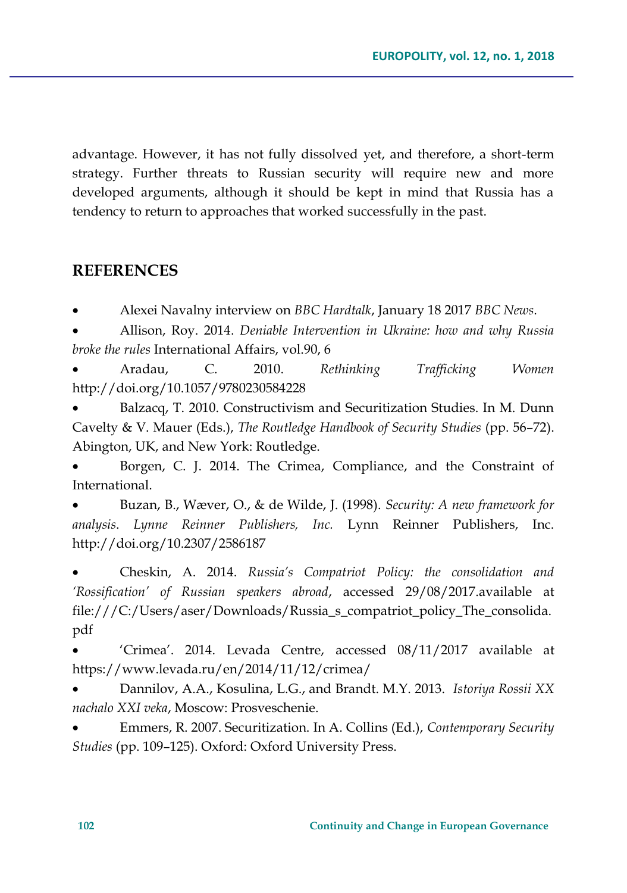advantage. However, it has not fully dissolved yet, and therefore, a short-term strategy. Further threats to Russian security will require new and more developed arguments, although it should be kept in mind that Russia has a tendency to return to approaches that worked successfully in the past.

## REFERENCES

- Alexei Navalny interview on *BBC Hardtalk*, January 18 2017 *BBC News*.
- Allison, Roy. 2014. *Deniable Intervention in Ukraine: how and why Russia broke the rules* International Affairs, vol.90, 6
- Aradau, C. 2010. *Rethinking Trafficking Women* http://doi.org/10.1057/9780230584228
- Balzacq, T. 2010. Constructivism and Securitization Studies. In M. Dunn Cavelty & V. Mauer (Eds.), *The Routledge Handbook of Security Studies* (pp. 56–72). Abington, UK, and New York: Routledge.
- Borgen, C. J. 2014. The Crimea, Compliance, and the Constraint of International.
- Buzan, B., Wæver, O., & de Wilde, J. (1998). *Security: A new framework for analysis*. *Lynne Reinner Publishers, Inc.* Lynn Reinner Publishers, Inc. http://doi.org/10.2307/2586187
- Cheskin, A. 2014. *Russia's Compatriot Policy: the consolidation and 'Rossification' of Russian speakers abroad*, accessed 29/08/2017.available at file:///C:/Users/aser/Downloads/Russia_s_compatriot_policy_The_consolida.pdf
- 'Crimea'. 2014. Levada Centre, accessed 08/11/2017 available at https://www.levada.ru/en/2014/11/12/crimea/
- Dannilov, A.A., Kosulina, L.G., and Brandt. M.Y. 2013. *Istoriya Rossii XX nachalo XXI veka*, Moscow: Prosveschenie.
- Emmers, R. 2007. Securitization. In A. Collins (Ed.), *Contemporary Security Studies* (pp. 109–125). Oxford: Oxford University Press.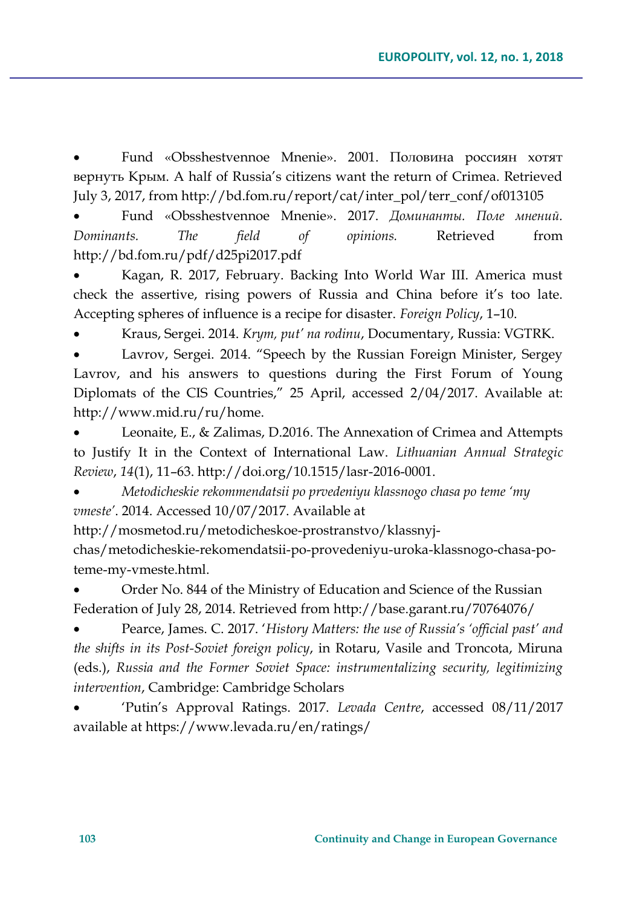- Fund «Obsshestvennoe Mnenie». 2001. Половина россиян хотят вернуть Крым. A half of Russia's citizens want the return of Crimea. Retrieved July 3, 2017, from http://bd.fom.ru/report/cat/inter_pol/terr_conf/of013105
- Fund «Obsshestvennoe Mnenie». 2017. *Доминанты. Поле мнений. Dominants. The field of opinions.* Retrieved from http://bd.fom.ru/pdf/d25pi2017.pdf
- Kagan, R. 2017, February. Backing Into World War III. America must check the assertive, rising powers of Russia and China before it's too late. Accepting spheres of influence is a recipe for disaster. *Foreign Policy*, 1–10.
- Kraus, Sergei. 2014. *Krym, put' na rodinu*, Documentary, Russia: VGTRK.
- Lavrov, Sergei. 2014. "Speech by the Russian Foreign Minister, Sergey Lavrov, and his answers to questions during the First Forum of Young Diplomats of the CIS Countries," 25 April, accessed 2/04/2017. Available at: http://www.mid.ru/ru/home.
- Leonaite, E., & Zalimas, D.2016. The Annexation of Crimea and Attempts to Justify It in the Context of International Law. *Lithuanian Annual Strategic Review*, *14*(1), 11–63. http://doi.org/10.1515/lasr-2016-0001.
- *Metodicheskie rekommendatsii po prvedeniyu klassnogo chasa po teme 'my vmeste'*. 2014. Accessed 10/07/2017. Available at http://mosmetod.ru/metodicheskoe-prostranstvo/klassnyj-chas/metodicheskie-rekomendatsii-po-provedeniyu-uroka-klassnogo-chasa-po-teme-my-vmeste.html.
- Order No. 844 of the Ministry of Education and Science of the Russian Federation of July 28, 2014. Retrieved from http://base.garant.ru/70764076/
- Pearce, James. C. 2017. '*History Matters: the use of Russia's 'official past' and the shifts in its Post-Soviet foreign policy*, in Rotaru, Vasile and Troncota, Miruna (eds.), *Russia and the Former Soviet Space: instrumentalizing security, legitimizing intervention*, Cambridge: Cambridge Scholars
- 'Putin's Approval Ratings. 2017. *Levada Centre*, accessed 08/11/2017 available at https://www.levada.ru/en/ratings/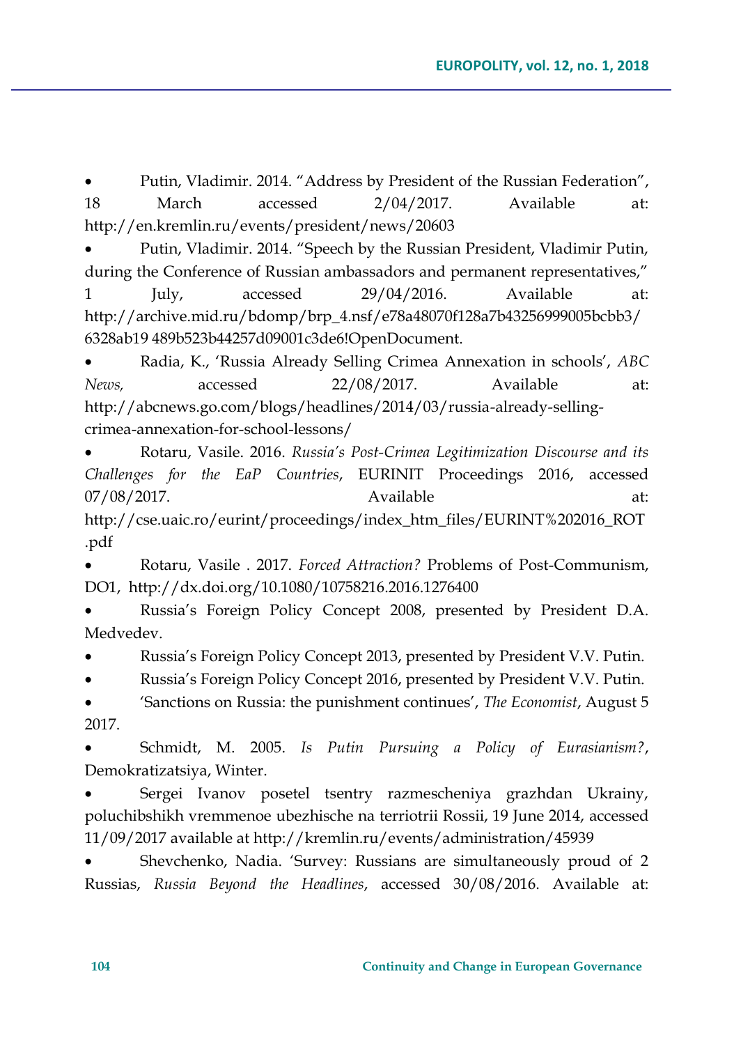- Putin, Vladimir. 2014. "Address by President of the Russian Federation", 18 March accessed 2/04/2017. Available at: http://en.kremlin.ru/events/president/news/20603
- Putin, Vladimir. 2014. "Speech by the Russian President, Vladimir Putin, during the Conference of Russian ambassadors and permanent representatives," 1 July, accessed 29/04/2016. Available at: http://archive.mid.ru/bdomp/brp_4.nsf/e78a48070f128a7b43256999005bcbb3/6328ab19 489b523b44257d09001c3de6!OpenDocument.
- Radia, K., 'Russia Already Selling Crimea Annexation in schools', *ABC News,* accessed 22/08/2017. Available at: http://abcnews.go.com/blogs/headlines/2014/03/russia-already-selling-crimea-annexation-for-school-lessons/
- Rotaru, Vasile. 2016. *Russia's Post-Crimea Legitimization Discourse and its Challenges for the EaP Countries*, EURINIT Proceedings 2016, accessed 07/08/2017. Available at: http://cse.uaic.ro/eurint/proceedings/index_htm_files/EURINT%202016_ROT.pdf
- Rotaru, Vasile . 2017. *Forced Attraction?* Problems of Post-Communism, DO1, http://dx.doi.org/10.1080/10758216.2016.1276400
- Russia's Foreign Policy Concept 2008, presented by President D.A. Medvedev.
- Russia's Foreign Policy Concept 2013, presented by President V.V. Putin.
- Russia's Foreign Policy Concept 2016, presented by President V.V. Putin.
- 'Sanctions on Russia: the punishment continues', *The Economist*, August 5 2017.
- Schmidt, M. 2005. *Is Putin Pursuing a Policy of Eurasianism?*, Demokratizatsiya, Winter.
- Sergei Ivanov posetel tsentry razmescheniya grazhdan Ukrainy, poluchibshikh vremmenoe ubezhische na terriotrii Rossii, 19 June 2014, accessed 11/09/2017 available at http://kremlin.ru/events/administration/45939
- Shevchenko, Nadia. 'Survey: Russians are simultaneously proud of 2 Russias, *Russia Beyond the Headlines*, accessed 30/08/2016. Available at: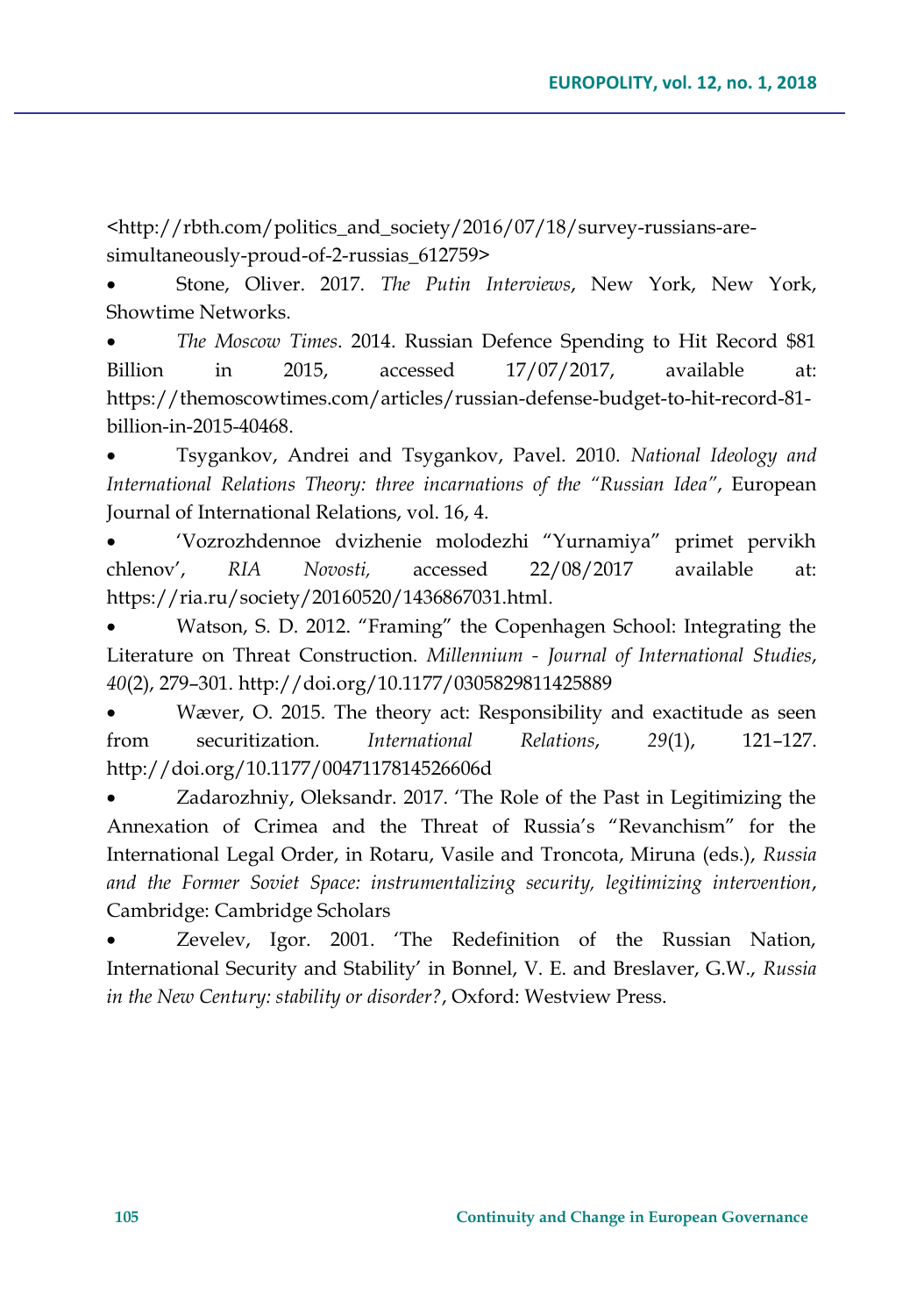<http://rbth.com/politics_and_society/2016/07/18/survey-russians-are-simultaneously-proud-of-2-russias_612759>

- Stone, Oliver. 2017. *The Putin Interviews*, New York, New York, Showtime Networks.
- *The Moscow Times*. 2014. Russian Defence Spending to Hit Record $81 Billion in 2015, accessed 17/07/2017, available at: https://themoscowtimes.com/articles/russian-defense-budget-to-hit-record-81-billion-in-2015-40468.
- Tsygankov, Andrei and Tsygankov, Pavel. 2010. *National Ideology and International Relations Theory: three incarnations of the "Russian Idea"*, European Journal of International Relations, vol. 16, 4.
- 'Vozrozhdennoe dvizhenie molodezhi "Yurnamiya" primet pervikh chlenov', *RIA Novosti,* accessed 22/08/2017 available at: https://ria.ru/society/20160520/1436867031.html.
- Watson, S. D. 2012. "Framing" the Copenhagen School: Integrating the Literature on Threat Construction. *Millennium - Journal of International Studies*, *40*(2), 279–301. http://doi.org/10.1177/0305829811425889
- Wæver, O. 2015. The theory act: Responsibility and exactitude as seen from securitization. *International Relations*, *29*(1), 121–127. http://doi.org/10.1177/0047117814526606d
- Zadarozhniy, Oleksandr. 2017. 'The Role of the Past in Legitimizing the Annexation of Crimea and the Threat of Russia's "Revanchism" for the International Legal Order, in Rotaru, Vasile and Troncota, Miruna (eds.), *Russia and the Former Soviet Space: instrumentalizing security, legitimizing intervention*, Cambridge: Cambridge Scholars
- Zevelev, Igor. 2001. 'The Redefinition of the Russian Nation, International Security and Stability' in Bonnel, V. E. and Breslaver, G.W., *Russia in the New Century: stability or disorder?*, Oxford: Westview Press.